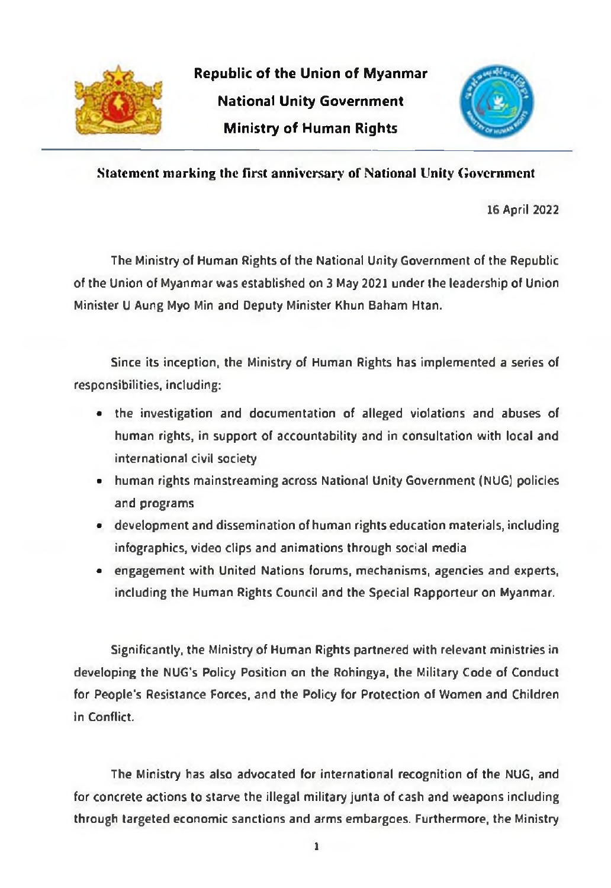**Republic of the Union of Myanmar**

**National Unity Government**

**Ministry of Human Rights**

## Statement marking the first anniversary of National Unity Government

16 April 2022

The Ministry of Human Rights of the National Unity Government of the Republic of the Union of Myanmar was established on 3 May 2021 under the leadership of Union Minister U Aung Myo Min and Deputy Minister Khun Baham Htan.

Since its inception, the Ministry of Human Rights has implemented a series of responsibilities, including:

- the investigation and documentation of alleged violations and abuses of human rights, in support of accountability and in consultation with local and international civil society
- human rights mainstreaming across National Unity Government (NUG) policies and programs
- development and dissemination of human rights education materials, including infographics, video clips and animations through social media
- engagement with United Nations forums, mechanisms, agencies and experts, including the Human Rights Council and the Special Rapporteur on Myanmar.

Significantly, the Ministry of Human Rights partnered with relevant ministries in developing the NUG's Policy Position on the Rohingya, the Military Code of Conduct for People's Resistance Forces, and the Policy for Protection of Women and Children in Conflict.

The Ministry has also advocated for international recognition of the NUG, and for concrete actions to starve the illegal military junta of cash and weapons including through targeted economic sanctions and arms embargoes. Furthermore, the Ministry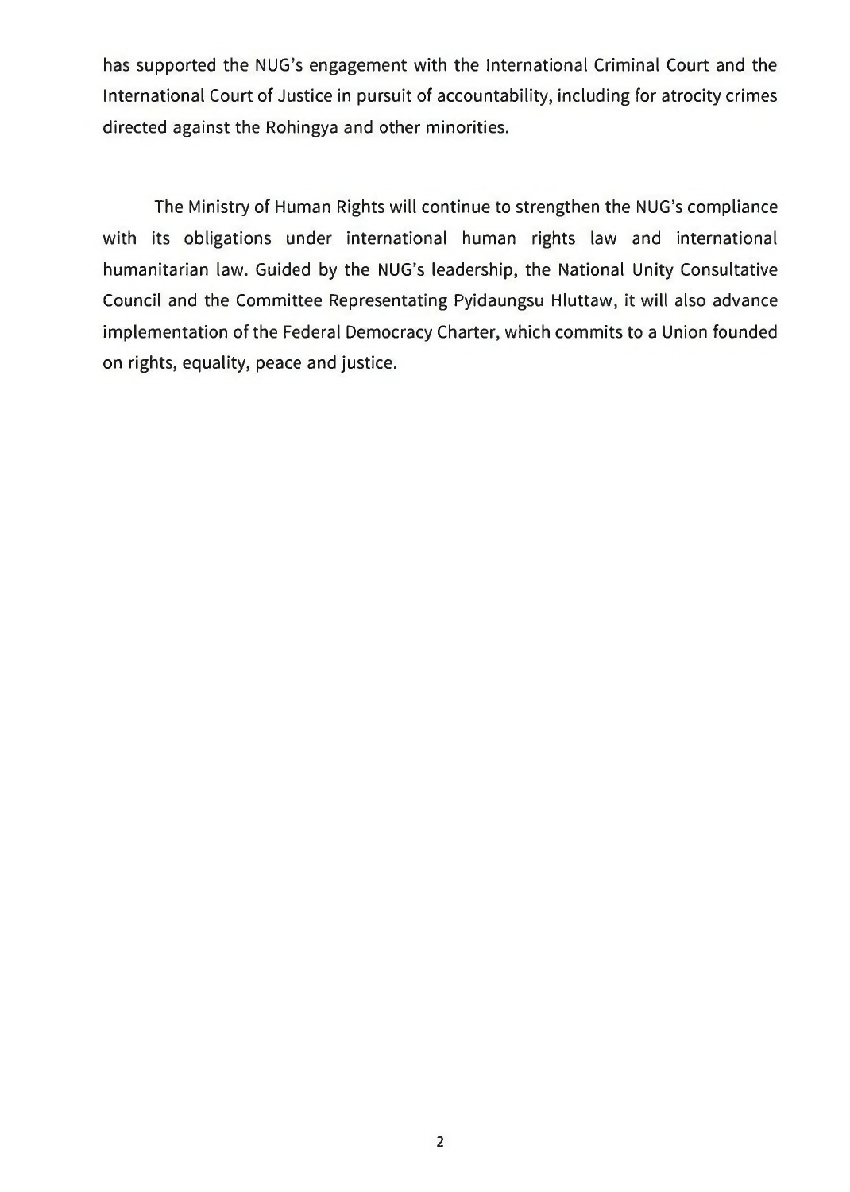has supported the NUG's engagement with the International Criminal Court and the International Court of Justice in pursuit of accountability, including for atrocity crimes directed against the Rohingya and other minorities.

The Ministry of Human Rights will continue to strengthen the NUG's compliance with its obligations under international human rights law and international humanitarian law. Guided by the NUG's leadership, the National Unity Consultative Council and the Committee Representating Pyidaungsu Hluttaw, it will also advance implementation of the Federal Democracy Charter, which commits to a Union founded on rights, equality, peace and justice.